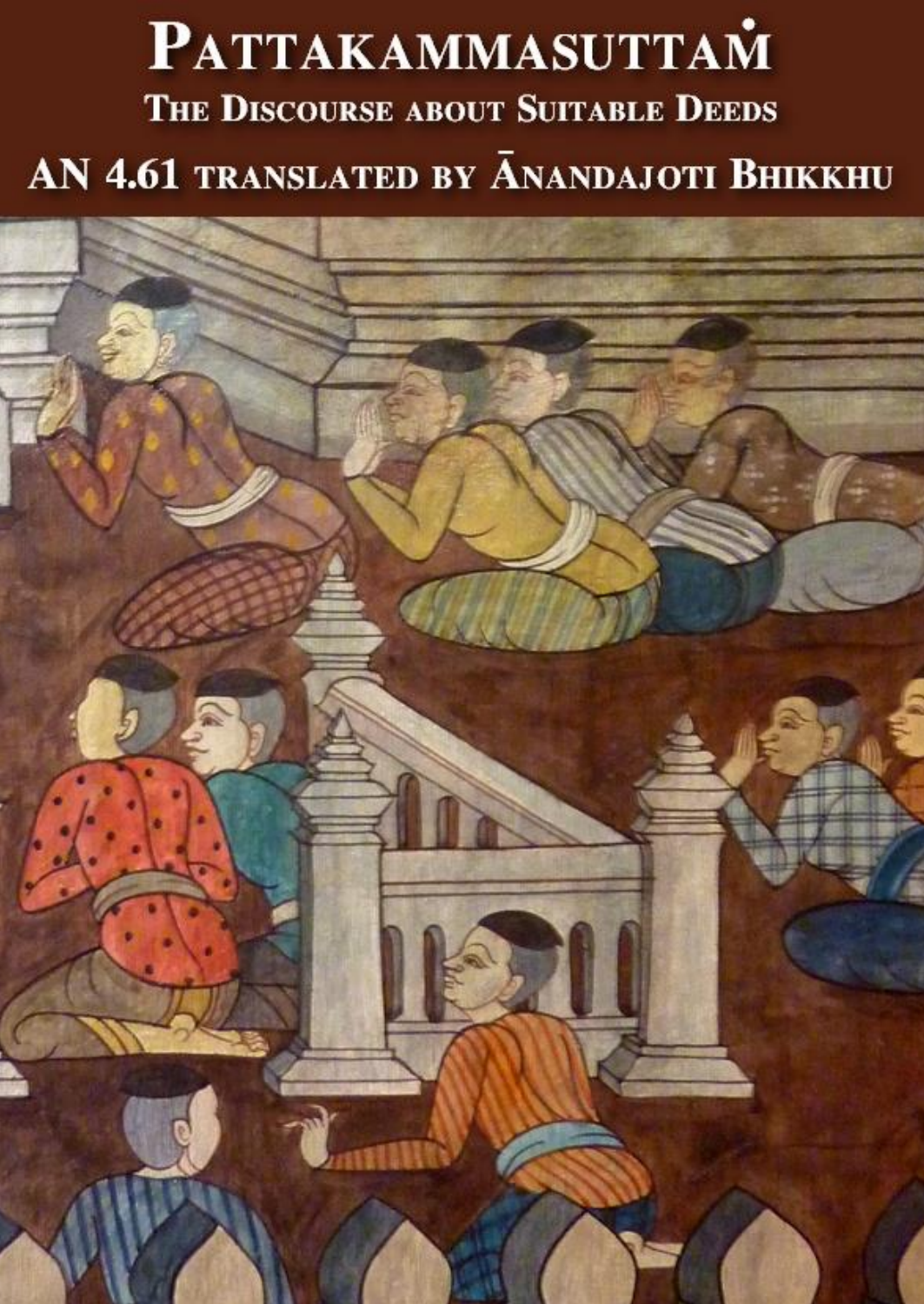# Pattakammasuttaṁ

## The Discourse about Suitable Deeds

## AN 4.61 translated by Ānandajoti Bhikkhu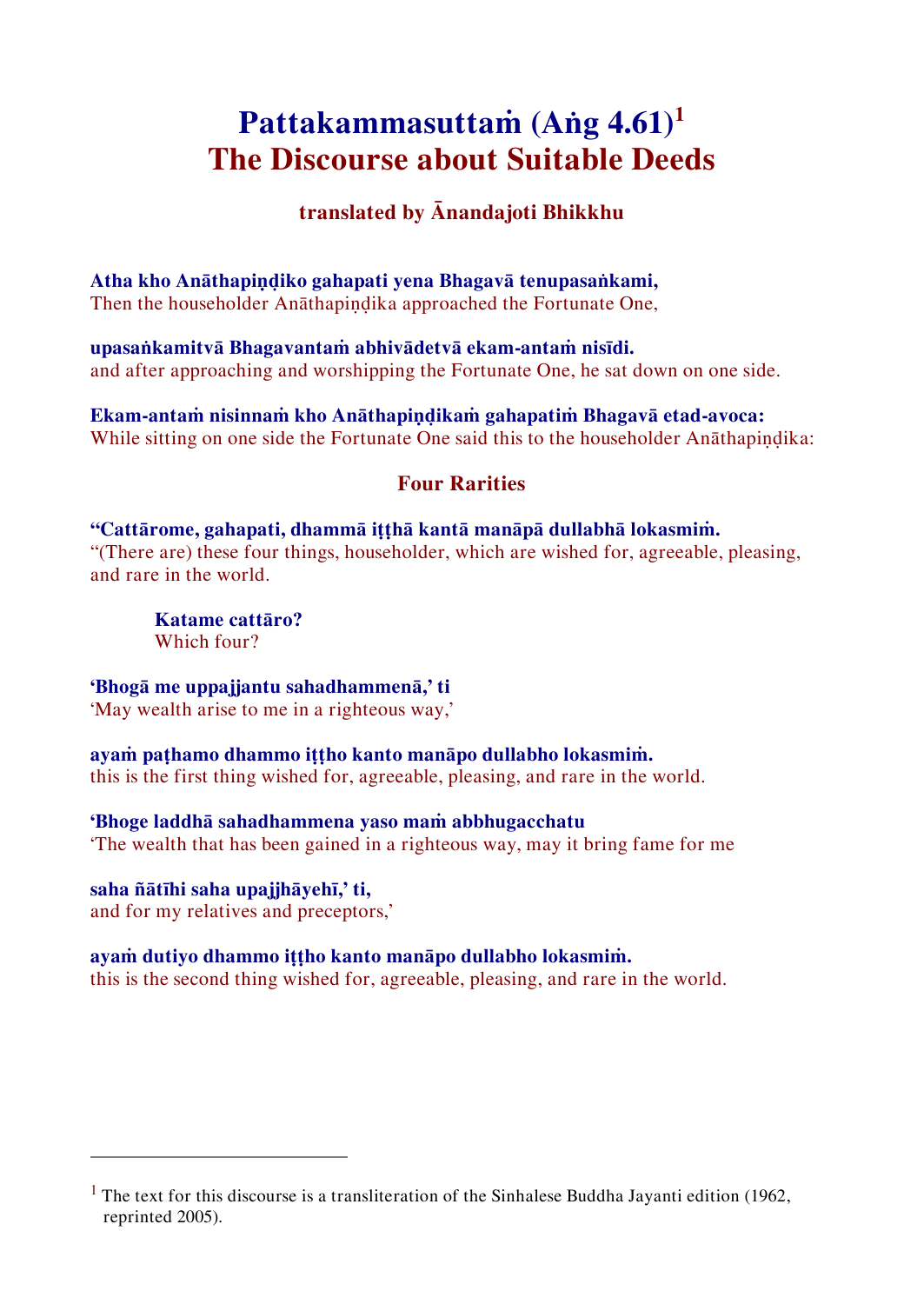# Pattakammasuttaṁ (Aṅg 4.61)[1]
# The Discourse about Suitable Deeds

### translated by Ānandajoti Bhikkhu

**Atha kho Anāthapiṇḍiko gahapati yena Bhagavā tenupasaṅkami,**
Then the householder Anāthapiṇḍika approached the Fortunate One,

**upasaṅkamitvā Bhagavantaṁ abhivādetvā ekam-antaṁ nisīdi.**
and after approaching and worshipping the Fortunate One, he sat down on one side.

**Ekam-antaṁ nisinnaṁ kho Anāthapiṇḍikaṁ gahapatiṁ Bhagavā etad-avoca:**
While sitting on one side the Fortunate One said this to the householder Anāthapiṇḍika:

### Four Rarities

**"Cattārome, gahapati, dhammā iṭṭhā kantā manāpā dullabhā lokasmiṁ.**
"(There are) these four things, householder, which are wished for, agreeable, pleasing, and rare in the world.

> **Katame cattāro?**
> Which four?

**'Bhogā me uppajjantu sahadhammenā,' ti**
'May wealth arise to me in a righteous way,'

**ayaṁ paṭhamo dhammo iṭṭho kanto manāpo dullabho lokasmiṁ.**
this is the first thing wished for, agreeable, pleasing, and rare in the world.

**'Bhoge laddhā sahadhammena yaso maṁ abbhugacchatu**
'The wealth that has been gained in a righteous way, may it bring fame for me

**saha ñātīhi saha upajjhāyehī,' ti,**
and for my relatives and preceptors,'

**ayaṁ dutiyo dhammo iṭṭho kanto manāpo dullabho lokasmiṁ.**
this is the second thing wished for, agreeable, pleasing, and rare in the world.

---

[1] The text for this discourse is a transliteration of the Sinhalese Buddha Jayanti edition (1962, reprinted 2005).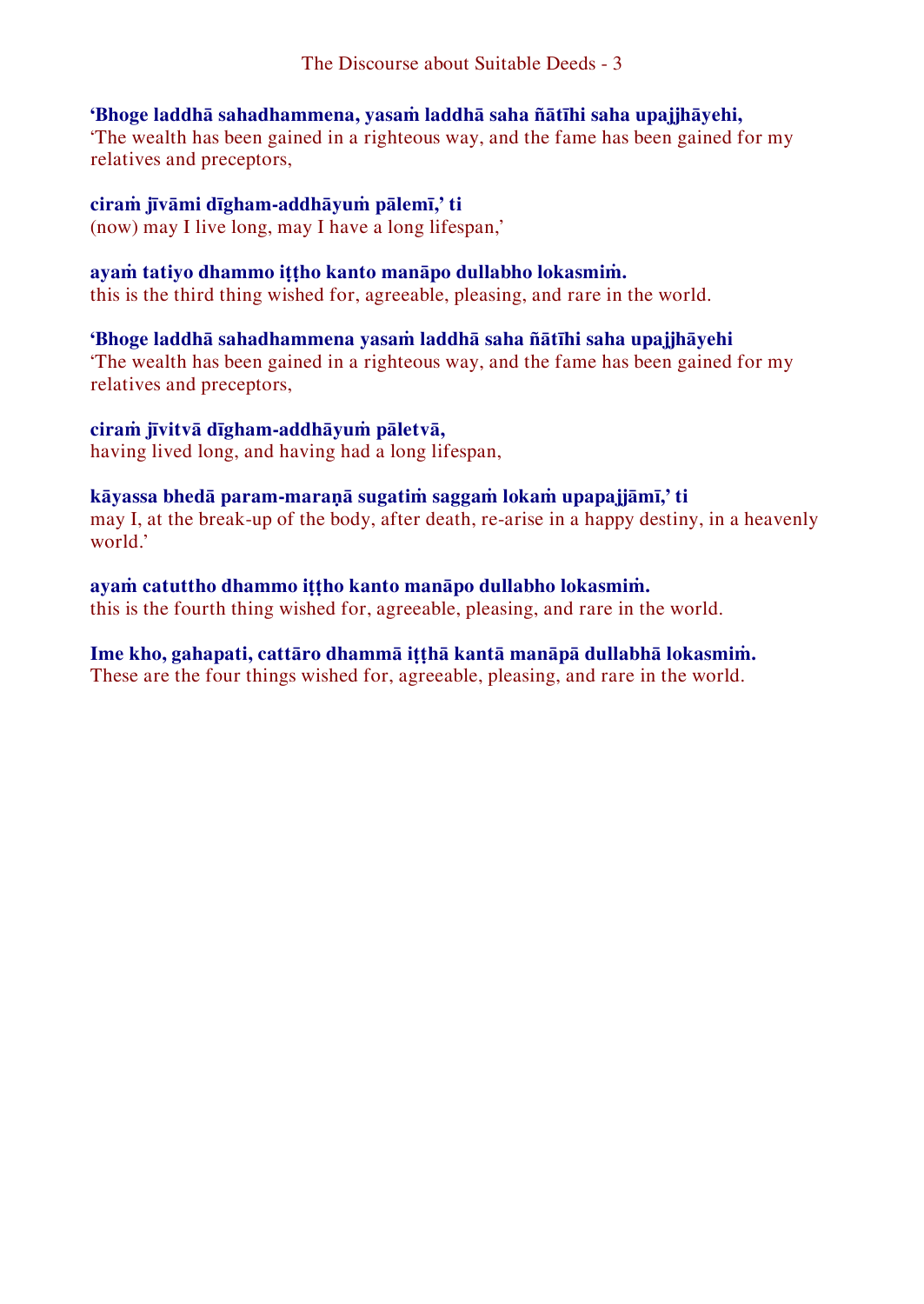**‘Bhoge laddhā sahadhammena, yasaṁ laddhā saha ñātīhi saha upajjhāyehi,**
‘The wealth has been gained in a righteous way, and the fame has been gained for my relatives and preceptors,

**ciraṁ jīvāmi dīgham-addhāyuṁ pālemī,’ ti**
(now) may I live long, may I have a long lifespan,’

**ayaṁ tatiyo dhammo iṭṭho kanto manāpo dullabho lokasmiṁ.**
this is the third thing wished for, agreeable, pleasing, and rare in the world.

**‘Bhoge laddhā sahadhammena yasaṁ laddhā saha ñātīhi saha upajjhāyehi**
‘The wealth has been gained in a righteous way, and the fame has been gained for my relatives and preceptors,

**ciraṁ jīvitvā dīgham-addhāyuṁ pāletvā,**
having lived long, and having had a long lifespan,

**kāyassa bhedā param-maraṇā sugatiṁ saggaṁ lokaṁ upapajjāmī,’ ti**
may I, at the break-up of the body, after death, re-arise in a happy destiny, in a heavenly world.’

**ayaṁ catuttho dhammo iṭṭho kanto manāpo dullabho lokasmiṁ.**
this is the fourth thing wished for, agreeable, pleasing, and rare in the world.

**Ime kho, gahapati, cattāro dhammā iṭṭhā kantā manāpā dullabhā lokasmiṁ.**
These are the four things wished for, agreeable, pleasing, and rare in the world.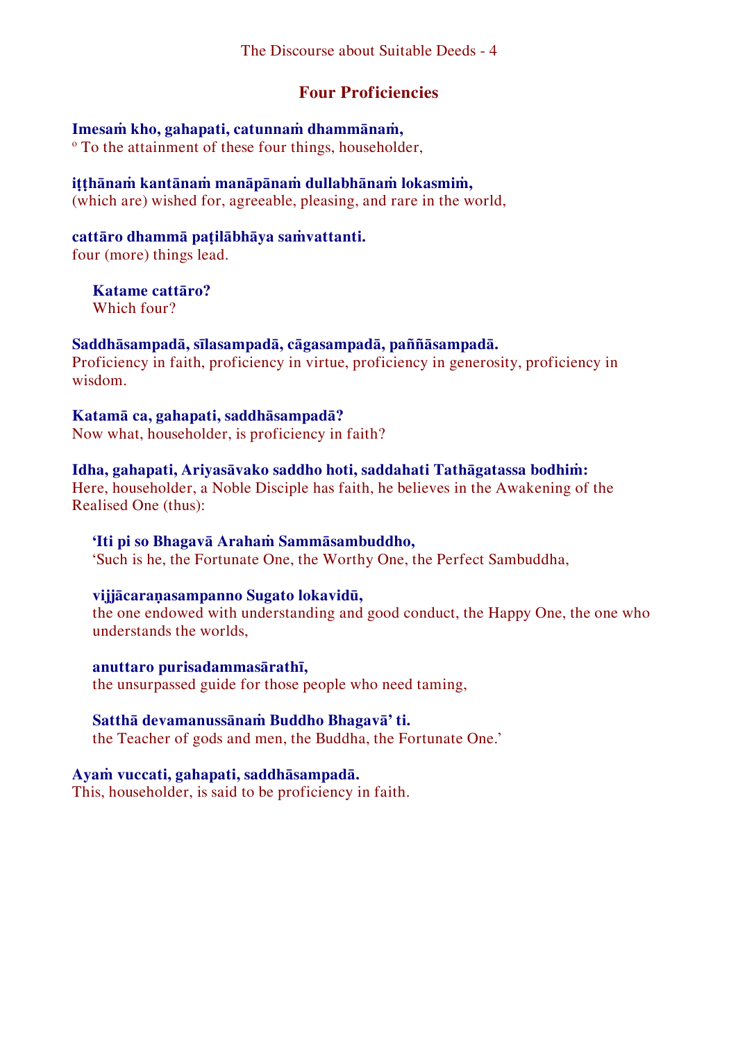## Four Proficiencies

**Imesaṁ kho, gahapati, catunnaṁ dhammānaṁ,**
º To the attainment of these four things, householder,

**iṭṭhānaṁ kantānaṁ manāpānaṁ dullabhānaṁ lokasmiṁ,**
(which are) wished for, agreeable, pleasing, and rare in the world,

**cattāro dhammā paṭilābhāya saṁvattanti.**
four (more) things lead.

> **Katame cattāro?**
> Which four?

**Saddhāsampadā, sīlasampadā, cāgasampadā, paññāsampadā.**
Proficiency in faith, proficiency in virtue, proficiency in generosity, proficiency in wisdom.

**Katamā ca, gahapati, saddhāsampadā?**
Now what, householder, is proficiency in faith?

**Idha, gahapati, Ariyasāvako saddho hoti, saddahati Tathāgatassa bodhiṁ:**
Here, householder, a Noble Disciple has faith, he believes in the Awakening of the Realised One (thus):

> **'Iti pi so Bhagavā Arahaṁ Sammāsambuddho,**
> 'Such is he, the Fortunate One, the Worthy One, the Perfect Sambuddha,
>
> **vijjācaraṇasampanno Sugato lokavidū,**
> the one endowed with understanding and good conduct, the Happy One, the one who understands the worlds,
>
> **anuttaro purisadammasārathī,**
> the unsurpassed guide for those people who need taming,
>
> **Satthā devamanussānaṁ Buddho Bhagavā' ti.**
> the Teacher of gods and men, the Buddha, the Fortunate One.'

**Ayaṁ vuccati, gahapati, saddhāsampadā.**
This, householder, is said to be proficiency in faith.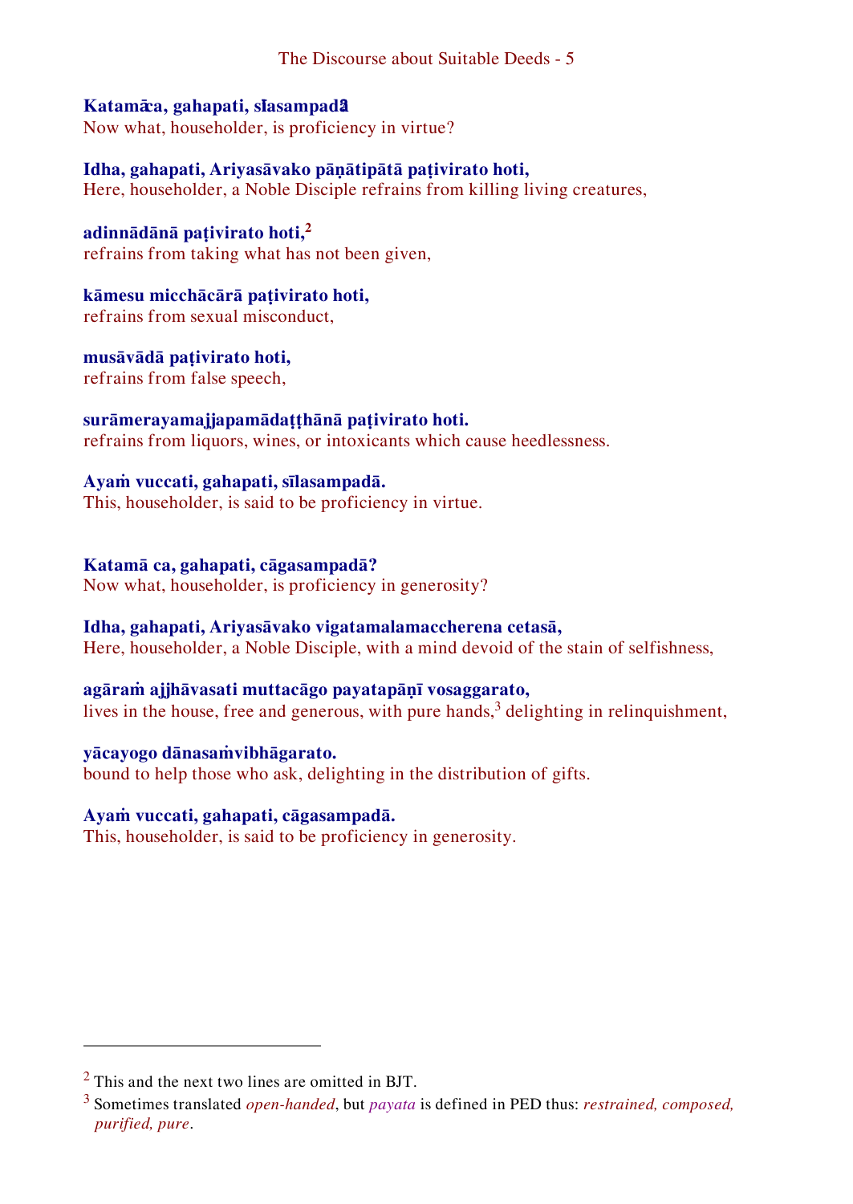**Katamā ca, gahapati, sīlasampadā?**
Now what, householder, is proficiency in virtue?

**Idha, gahapati, Ariyasāvako pāṇātipātā paṭivirato hoti,**
Here, householder, a Noble Disciple refrains from killing living creatures,

**adinnādānā paṭivirato hoti,**[2]
refrains from taking what has not been given,

**kāmesu micchācārā paṭivirato hoti,**
refrains from sexual misconduct,

**musāvādā paṭivirato hoti,**
refrains from false speech,

**surāmerayamajjapamādaṭṭhānā paṭivirato hoti.**
refrains from liquors, wines, or intoxicants which cause heedlessness.

**Ayaṁ vuccati, gahapati, sīlasampadā.**
This, householder, is said to be proficiency in virtue.

**Katamā ca, gahapati, cāgasampadā?**
Now what, householder, is proficiency in generosity?

**Idha, gahapati, Ariyasāvako vigatamalamaccherena cetasā,**
Here, householder, a Noble Disciple, with a mind devoid of the stain of selfishness,

**agāraṁ ajjhāvasati muttacāgo payatapāṇī vosaggarato,**
lives in the house, free and generous, with pure hands,[3] delighting in relinquishment,

**yācayogo dānasaṁvibhāgarato.**
bound to help those who ask, delighting in the distribution of gifts.

**Ayaṁ vuccati, gahapati, cāgasampadā.**
This, householder, is said to be proficiency in generosity.

---

[2] This and the next two lines are omitted in BJT.

[3] Sometimes translated *open-handed*, but *payata* is defined in PED thus: *restrained, composed, purified, pure*.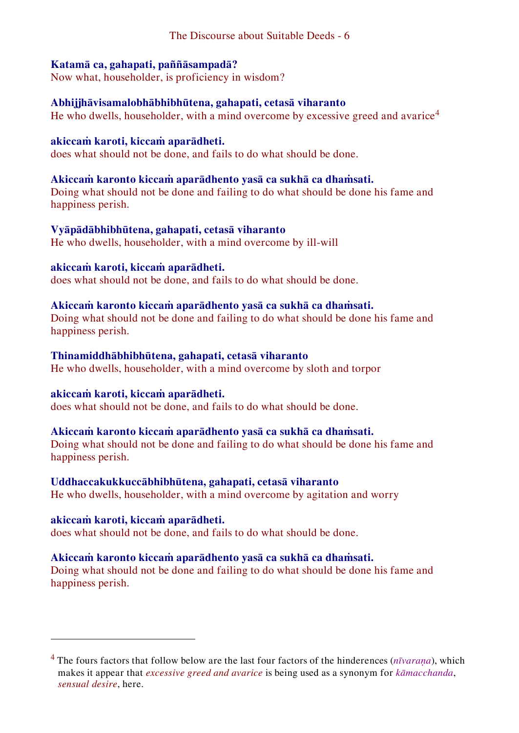**Katamā ca, gahapati, paññāsampadā?**
Now what, householder, is proficiency in wisdom?

**Abhijjhāvisamalobhābhibhūtena, gahapati, cetasā viharanto**
He who dwells, householder, with a mind overcome by excessive greed and avarice[4]

**akiccaṁ karoti, kiccaṁ aparādheti.**
does what should not be done, and fails to do what should be done.

**Akiccaṁ karonto kiccaṁ aparādhento yasā ca sukhā ca dhaṁsati.**
Doing what should not be done and failing to do what should be done his fame and happiness perish.

**Vyāpādābhibhūtena, gahapati, cetasā viharanto**
He who dwells, householder, with a mind overcome by ill-will

**akiccaṁ karoti, kiccaṁ aparādheti.**
does what should not be done, and fails to do what should be done.

**Akiccaṁ karonto kiccaṁ aparādhento yasā ca sukhā ca dhaṁsati.**
Doing what should not be done and failing to do what should be done his fame and happiness perish.

**Thinamiddhābhibhūtena, gahapati, cetasā viharanto**
He who dwells, householder, with a mind overcome by sloth and torpor

**akiccaṁ karoti, kiccaṁ aparādheti.**
does what should not be done, and fails to do what should be done.

**Akiccaṁ karonto kiccaṁ aparādhento yasā ca sukhā ca dhaṁsati.**
Doing what should not be done and failing to do what should be done his fame and happiness perish.

**Uddhaccakukkuccābhibhūtena, gahapati, cetasā viharanto**
He who dwells, householder, with a mind overcome by agitation and worry

**akiccaṁ karoti, kiccaṁ aparādheti.**
does what should not be done, and fails to do what should be done.

**Akiccaṁ karonto kiccaṁ aparādhento yasā ca sukhā ca dhaṁsati.**
Doing what should not be done and failing to do what should be done his fame and happiness perish.

---

[4] The fours factors that follow below are the last four factors of the hinderences (*nīvaraṇa*), which makes it appear that *excessive greed and avarice* is being used as a synonym for *kāmacchanda*, *sensual desire*, here.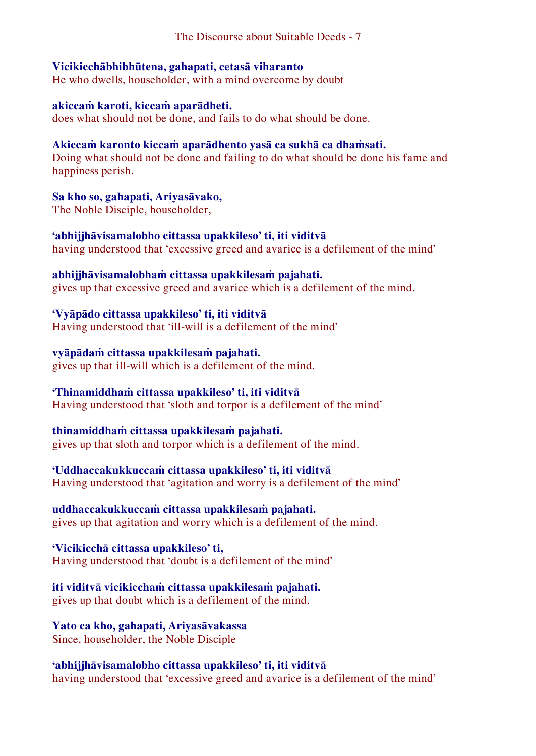**Vicikicchābhibhūtena, gahapati, cetasā viharanto**
He who dwells, householder, with a mind overcome by doubt

**akiccaṁ karoti, kiccaṁ aparādheti.**
does what should not be done, and fails to do what should be done.

**Akiccaṁ karonto kiccaṁ aparādhento yasā ca sukhā ca dhaṁsati.**
Doing what should not be done and failing to do what should be done his fame and happiness perish.

**Sa kho so, gahapati, Ariyasāvako,**
The Noble Disciple, householder,

**'abhijjhāvisamalobho cittassa upakkileso' ti, iti viditvā**
having understood that 'excessive greed and avarice is a defilement of the mind'

**abhijjhāvisamalobhaṁ cittassa upakkilesaṁ pajahati.**
gives up that excessive greed and avarice which is a defilement of the mind.

**'Vyāpādo cittassa upakkileso' ti, iti viditvā**
Having understood that 'ill-will is a defilement of the mind'

**vyāpādaṁ cittassa upakkilesaṁ pajahati.**
gives up that ill-will which is a defilement of the mind.

**'Thinamiddhaṁ cittassa upakkileso' ti, iti viditvā**
Having understood that 'sloth and torpor is a defilement of the mind'

**thinamiddhaṁ cittassa upakkilesaṁ pajahati.**
gives up that sloth and torpor which is a defilement of the mind.

**'Uddhaccakukkuccaṁ cittassa upakkileso' ti, iti viditvā**
Having understood that 'agitation and worry is a defilement of the mind'

**uddhaccakukkuccaṁ cittassa upakkilesaṁ pajahati.**
gives up that agitation and worry which is a defilement of the mind.

**'Vicikicchā cittassa upakkileso' ti,**
Having understood that 'doubt is a defilement of the mind'

**iti viditvā vicikicchaṁ cittassa upakkilesaṁ pajahati.**
gives up that doubt which is a defilement of the mind.

**Yato ca kho, gahapati, Ariyasāvakassa**
Since, householder, the Noble Disciple

**'abhijjhāvisamalobho cittassa upakkileso' ti, iti viditvā**
having understood that 'excessive greed and avarice is a defilement of the mind'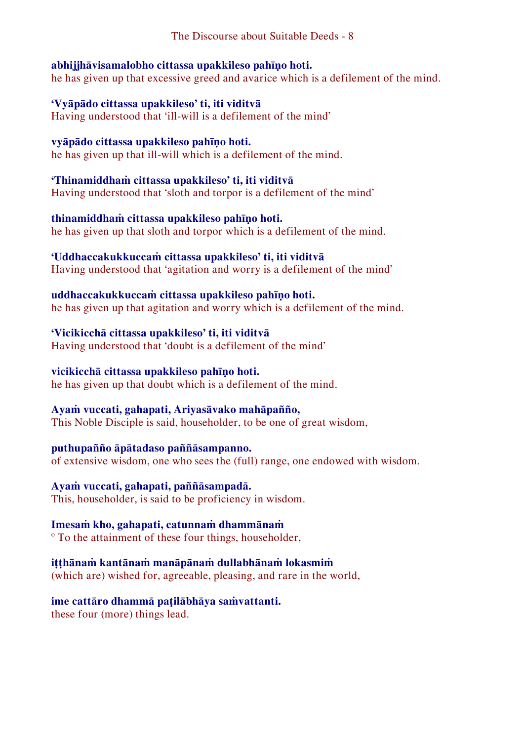**abhijjhāvisamalobho cittassa upakkileso pahīṇo hoti.**
he has given up that excessive greed and avarice which is a defilement of the mind.

**'Vyāpādo cittassa upakkileso' ti, iti viditvā**
Having understood that 'ill-will is a defilement of the mind'

**vyāpādo cittassa upakkileso pahīṇo hoti.**
he has given up that ill-will which is a defilement of the mind.

**'Thinamiddhaṁ cittassa upakkileso' ti, iti viditvā**
Having understood that 'sloth and torpor is a defilement of the mind'

**thinamiddhaṁ cittassa upakkileso pahīṇo hoti.**
he has given up that sloth and torpor which is a defilement of the mind.

**'Uddhaccakukkuccaṁ cittassa upakkileso' ti, iti viditvā**
Having understood that 'agitation and worry is a defilement of the mind'

**uddhaccakukkuccaṁ cittassa upakkileso pahīṇo hoti.**
he has given up that agitation and worry which is a defilement of the mind.

**'Vicikicchā cittassa upakkileso' ti, iti viditvā**
Having understood that 'doubt is a defilement of the mind'

**vicikicchā cittassa upakkileso pahīṇo hoti.**
he has given up that doubt which is a defilement of the mind.

**Ayaṁ vuccati, gahapati, Ariyasāvako mahāpañño,**
This Noble Disciple is said, householder, to be one of great wisdom,

**puthupañño āpātadaso paññāsampanno.**
of extensive wisdom, one who sees the (full) range, one endowed with wisdom.

**Ayaṁ vuccati, gahapati, paññāsampadā.**
This, householder, is said to be proficiency in wisdom.

**Imesaṁ kho, gahapati, catunnaṁ dhammānaṁ**
° To the attainment of these four things, householder,

**iṭṭhānaṁ kantānaṁ manāpānaṁ dullabhānaṁ lokasmiṁ**
(which are) wished for, agreeable, pleasing, and rare in the world,

**ime cattāro dhammā paṭilābhāya saṁvattanti.**
these four (more) things lead.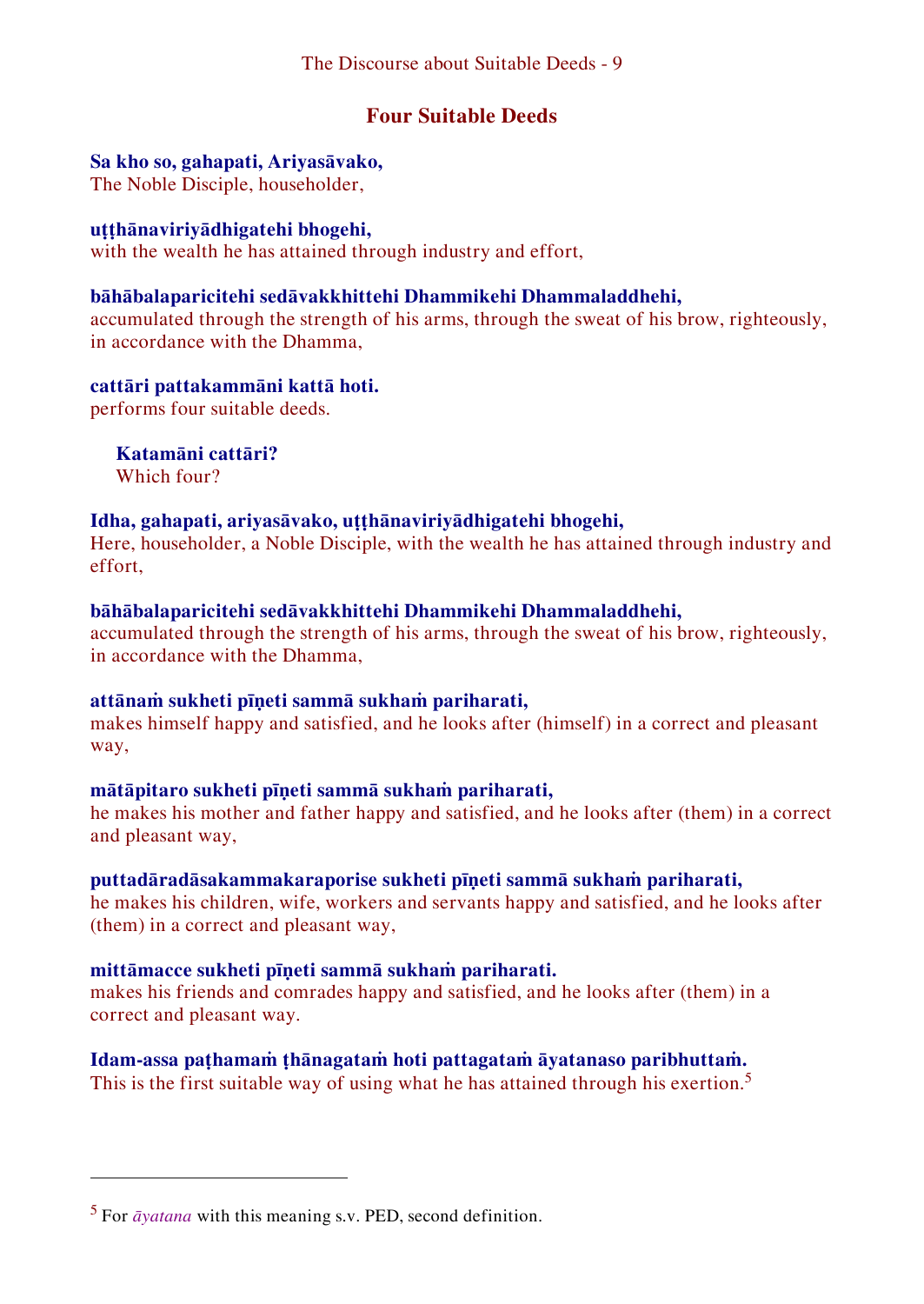## Four Suitable Deeds

**Sa kho so, gahapati, Ariyasāvako,**
The Noble Disciple, householder,

**uṭṭhānaviriyādhigatehi bhogehi,**
with the wealth he has attained through industry and effort,

**bāhābalaparicitehi sedāvakkhittehi Dhammikehi Dhammaladdhehi,**
accumulated through the strength of his arms, through the sweat of his brow, righteously, in accordance with the Dhamma,

**cattāri pattakammāni kattā hoti.**
performs four suitable deeds.

**Katamāni cattāri?**
Which four?

**Idha, gahapati, ariyasāvako, uṭṭhānaviriyādhigatehi bhogehi,**
Here, householder, a Noble Disciple, with the wealth he has attained through industry and effort,

**bāhābalaparicitehi sedāvakkhittehi Dhammikehi Dhammaladdhehi,**
accumulated through the strength of his arms, through the sweat of his brow, righteously, in accordance with the Dhamma,

**attānaṁ sukheti pīṇeti sammā sukhaṁ pariharati,**
makes himself happy and satisfied, and he looks after (himself) in a correct and pleasant way,

**mātāpitaro sukheti pīṇeti sammā sukhaṁ pariharati,**
he makes his mother and father happy and satisfied, and he looks after (them) in a correct and pleasant way,

**puttadāradāsakammakaraporise sukheti pīṇeti sammā sukhaṁ pariharati,**
he makes his children, wife, workers and servants happy and satisfied, and he looks after (them) in a correct and pleasant way,

**mittāmacce sukheti pīṇeti sammā sukhaṁ pariharati.**
makes his friends and comrades happy and satisfied, and he looks after (them) in a correct and pleasant way.

**Idam-assa paṭhamaṁ ṭhānagataṁ hoti pattagataṁ āyatanaso paribhuttaṁ.**
This is the first suitable way of using what he has attained through his exertion.[5]

---

[5] For *āyatana* with this meaning s.v. PED, second definition.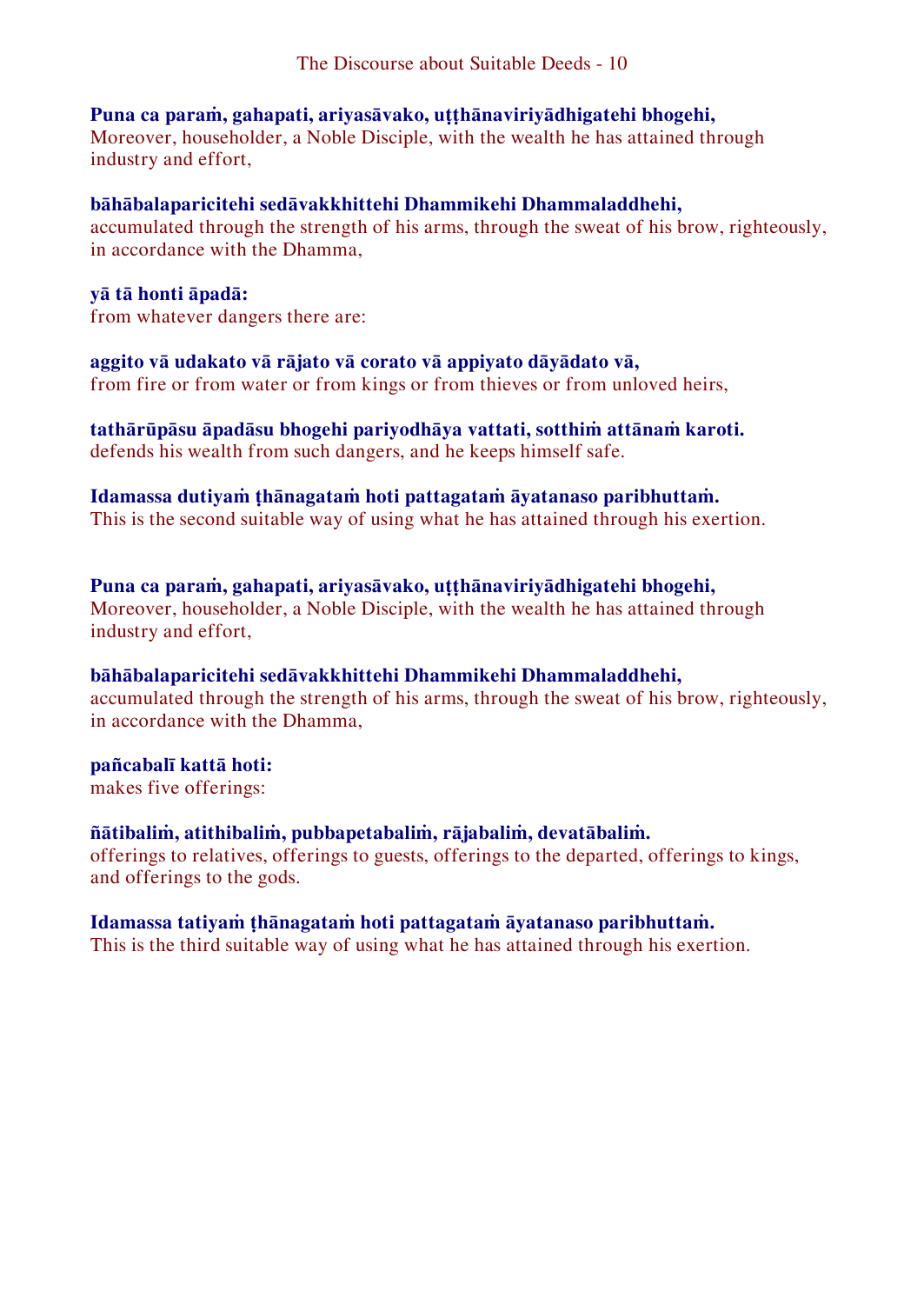**Puna ca paraṁ, gahapati, ariyasāvako, uṭṭhānaviriyādhigatehi bhogehi,**
Moreover, householder, a Noble Disciple, with the wealth he has attained through industry and effort,

**bāhābalaparicitehi sedāvakkhittehi Dhammikehi Dhammaladdhehi,**
accumulated through the strength of his arms, through the sweat of his brow, righteously, in accordance with the Dhamma,

**yā tā honti āpadā:**
from whatever dangers there are:

**aggito vā udakato vā rājato vā corato vā appiyato dāyādato vā,**
from fire or from water or from kings or from thieves or from unloved heirs,

**tathārūpāsu āpadāsu bhogehi pariyodhāya vattati, sotthiṁ attānaṁ karoti.**
defends his wealth from such dangers, and he keeps himself safe.

**Idamassa dutiyaṁ ṭhānagataṁ hoti pattagataṁ āyatanaso paribhuttaṁ.**
This is the second suitable way of using what he has attained through his exertion.

**Puna ca paraṁ, gahapati, ariyasāvako, uṭṭhānaviriyādhigatehi bhogehi,**
Moreover, householder, a Noble Disciple, with the wealth he has attained through industry and effort,

**bāhābalaparicitehi sedāvakkhittehi Dhammikehi Dhammaladdhehi,**
accumulated through the strength of his arms, through the sweat of his brow, righteously, in accordance with the Dhamma,

**pañcabalī kattā hoti:**
makes five offerings:

**ñātibaliṁ, atithibaliṁ, pubbapetabaliṁ, rājabaliṁ, devatābaliṁ.**
offerings to relatives, offerings to guests, offerings to the departed, offerings to kings, and offerings to the gods.

**Idamassa tatiyaṁ ṭhānagataṁ hoti pattagataṁ āyatanaso paribhuttaṁ.**
This is the third suitable way of using what he has attained through his exertion.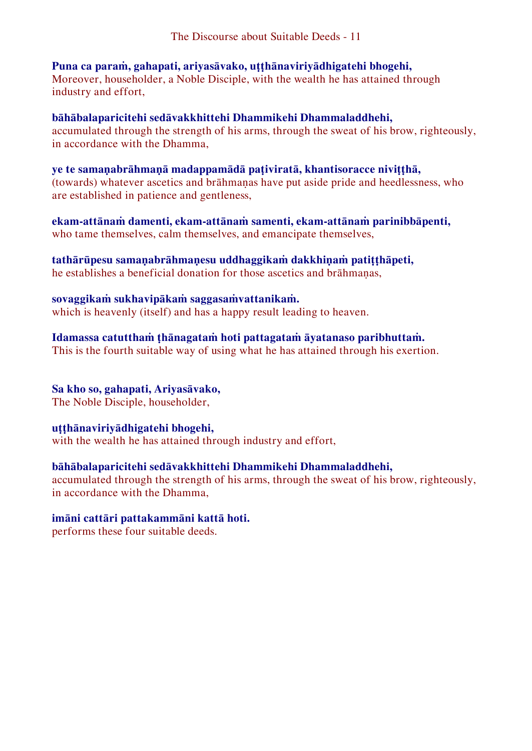**Puna ca paraṁ, gahapati, ariyasāvako, uṭṭhānaviriyādhigatehi bhogehi,**
Moreover, householder, a Noble Disciple, with the wealth he has attained through industry and effort,

**bāhābalaparicitehi sedāvakkhittehi Dhammikehi Dhammaladdhehi,**
accumulated through the strength of his arms, through the sweat of his brow, righteously, in accordance with the Dhamma,

**ye te samaṇabrāhmaṇā madappamādā paṭiviratā, khantisoracce niviṭṭhā,**
(towards) whatever ascetics and brāhmaṇas have put aside pride and heedlessness, who are established in patience and gentleness,

**ekam-attānaṁ damenti, ekam-attānaṁ samenti, ekam-attānaṁ parinibbāpenti,**
who tame themselves, calm themselves, and emancipate themselves,

**tathārūpesu samaṇabrāhmaṇesu uddhaggikaṁ dakkhiṇaṁ patiṭṭhāpeti,**
he establishes a beneficial donation for those ascetics and brāhmaṇas,

**sovaggikaṁ sukhavipākaṁ saggasaṁvattanikaṁ.**
which is heavenly (itself) and has a happy result leading to heaven.

**Idamassa catutthaṁ ṭhānagataṁ hoti pattagataṁ āyatanaso paribhuttaṁ.**
This is the fourth suitable way of using what he has attained through his exertion.

**Sa kho so, gahapati, Ariyasāvako,**
The Noble Disciple, householder,

**uṭṭhānaviriyādhigatehi bhogehi,**
with the wealth he has attained through industry and effort,

**bāhābalaparicitehi sedāvakkhittehi Dhammikehi Dhammaladdhehi,**
accumulated through the strength of his arms, through the sweat of his brow, righteously, in accordance with the Dhamma,

**imāni cattāri pattakammāni kattā hoti.**
performs these four suitable deeds.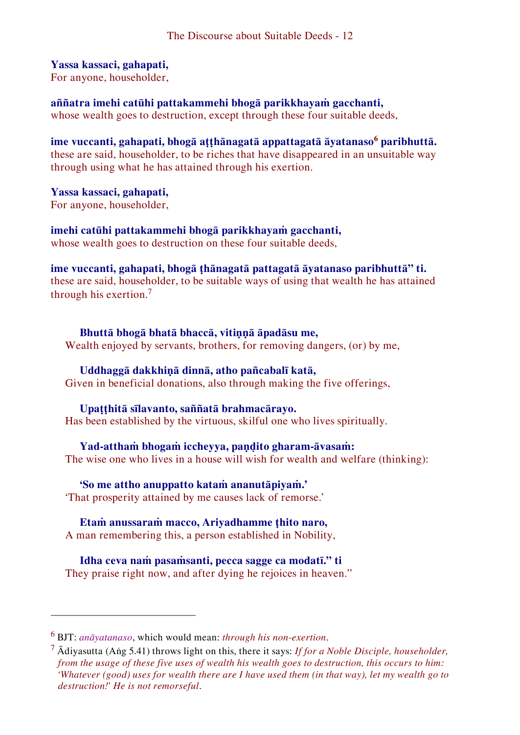**Yassa kassaci, gahapati,**
For anyone, householder,

**aññatra imehi catūhi pattakammehi bhogā parikkhayaṁ gacchanti,**
whose wealth goes to destruction, except through these four suitable deeds,

**ime vuccanti, gahapati, bhogā aṭṭhānagatā appattagatā āyatanaso[6] paribhuttā.**
these are said, householder, to be riches that have disappeared in an unsuitable way through using what he has attained through his exertion.

**Yassa kassaci, gahapati,**
For anyone, householder,

**imehi catūhi pattakammehi bhogā parikkhayaṁ gacchanti,**
whose wealth goes to destruction on these four suitable deeds,

**ime vuccanti, gahapati, bhogā ṭhānagatā pattagatā āyatanaso paribhuttā" ti.**
these are said, householder, to be suitable ways of using that wealth he has attained through his exertion.[7]

> **Bhuttā bhogā bhatā bhaccā, vitiṇṇā āpadāsu me,**
> Wealth enjoyed by servants, brothers, for removing dangers, (or) by me,
>
> **Uddhaggā dakkhiṇā dinnā, atho pañcabalī katā,**
> Given in beneficial donations, also through making the five offerings,
>
> **Upaṭṭhitā sīlavanto, saññatā brahmacārayo.**
> Has been established by the virtuous, skilful one who lives spiritually.
>
> **Yad-atthaṁ bhogaṁ iccheyya, paṇḍito gharam-āvasaṁ:**
> The wise one who lives in a house will wish for wealth and welfare (thinking):
>
> **'So me attho anuppatto kataṁ ananutāpiyaṁ.'**
> 'That prosperity attained by me causes lack of remorse.'
>
> **Etaṁ anussaraṁ macco, Ariyadhamme ṭhito naro,**
> A man remembering this, a person established in Nobility,
>
> **Idha ceva naṁ pasaṁsanti, pecca sagge ca modatī." ti**
> They praise right now, and after dying he rejoices in heaven."

---

[6] BJT: *anāyatanaso*, which would mean: *through his non-exertion*.

[7] Ādiyasutta (Aṅg 5.41) throws light on this, there it says: *If for a Noble Disciple, householder, from the usage of these five uses of wealth his wealth goes to destruction, this occurs to him: 'Whatever (good) uses for wealth there are I have used them (in that way), let my wealth go to destruction!' He is not remorseful*.